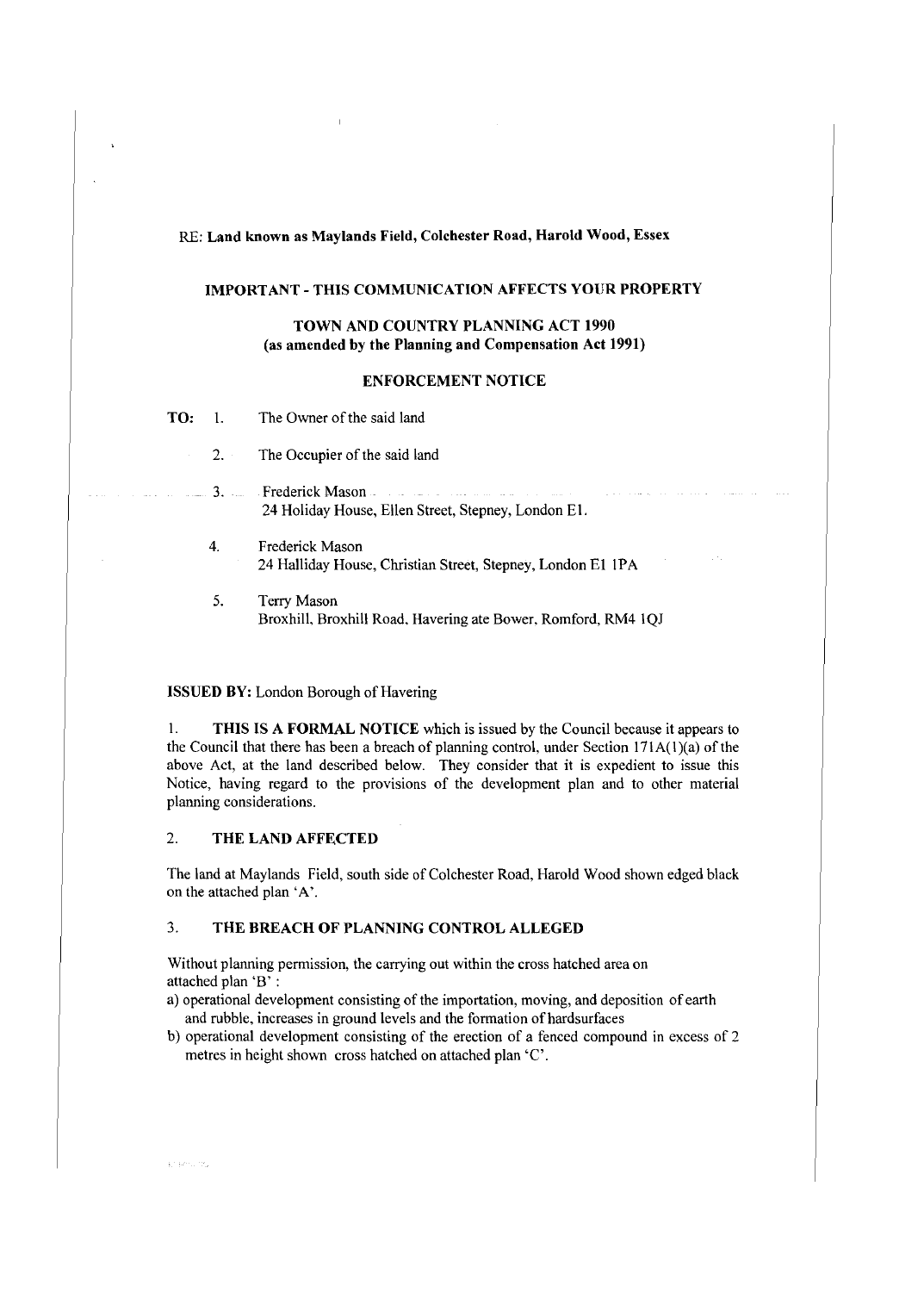RE: **Land known as Maylands Field, Colchester Road, Harold Wood, Essex**

**IMPORTANT - THIS COMMUNICATION AFFECTS YOUR PROPERTY**

**TOWN AND COUNTRY PLANNING ACT 1990**
**(as amended by the Planning and Compensation Act 1991)**

**ENFORCEMENT NOTICE**

**TO:**
1. The Owner of the said land
2. The Occupier of the said land
3. Frederick Mason
   24 Holiday House, Ellen Street, Stepney, London E1.
4. Frederick Mason
   24 Halliday House, Christian Street, Stepney, London E1 1PA
5. Terry Mason
   Broxhill, Broxhill Road, Havering ate Bower, Romford, RM4 1QJ

**ISSUED BY:** London Borough of Havering

1. **THIS IS A FORMAL NOTICE** which is issued by the Council because it appears to the Council that there has been a breach of planning control, under Section 171A(1)(a) of the above Act, at the land described below. They consider that it is expedient to issue this Notice, having regard to the provisions of the development plan and to other material planning considerations.

## 2. THE LAND AFFECTED

The land at Maylands Field, south side of Colchester Road, Harold Wood shown edged black on the attached plan 'A'.

## 3. THE BREACH OF PLANNING CONTROL ALLEGED

Without planning permission, the carrying out within the cross hatched area on attached plan 'B' :

a) operational development consisting of the importation, moving, and deposition of earth and rubble, increases in ground levels and the formation of hardsurfaces
b) operational development consisting of the erection of a fenced compound in excess of 2 metres in height shown cross hatched on attached plan 'C'.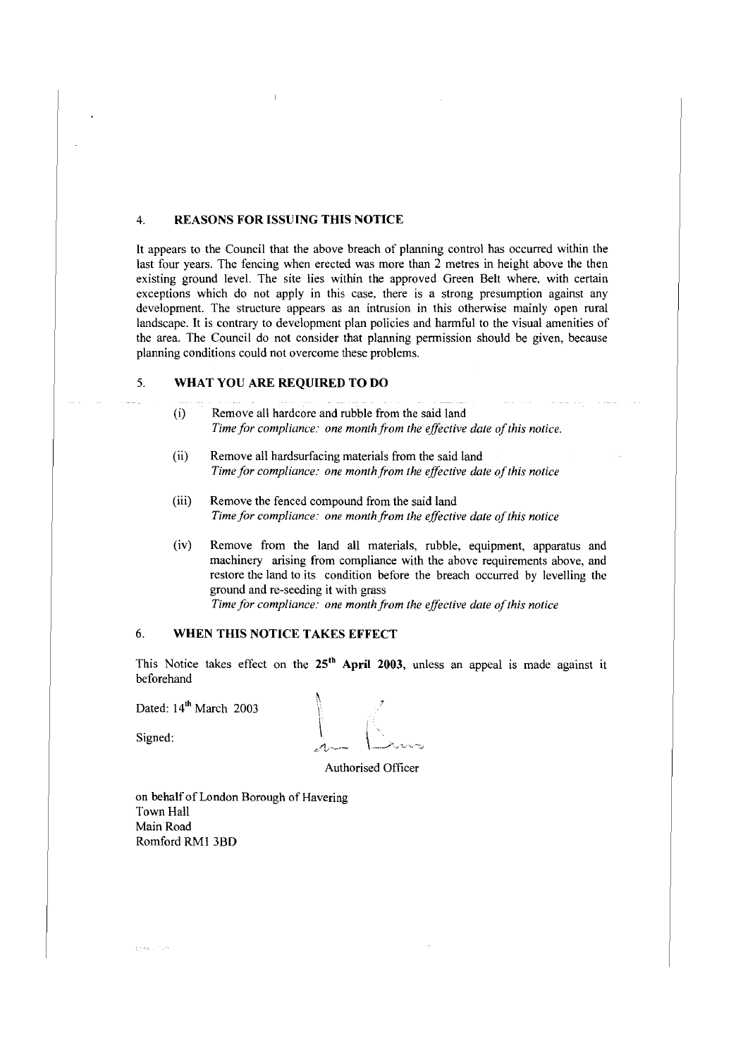## 4. REASONS FOR ISSUING THIS NOTICE

It appears to the Council that the above breach of planning control has occurred within the last four years. The fencing when erected was more than 2 metres in height above the then existing ground level. The site lies within the approved Green Belt where, with certain exceptions which do not apply in this case, there is a strong presumption against any development. The structure appears as an intrusion in this otherwise mainly open rural landscape. It is contrary to development plan policies and harmful to the visual amenities of the area. The Council do not consider that planning permission should be given, because planning conditions could not overcome these problems.

## 5. WHAT YOU ARE REQUIRED TO DO

(i) Remove all hardcore and rubble from the said land
*Time for compliance: one month from the effective date of this notice.*

(ii) Remove all hardsurfacing materials from the said land
*Time for compliance: one month from the effective date of this notice*

(iii) Remove the fenced compound from the said land
*Time for compliance: one month from the effective date of this notice*

(iv) Remove from the land all materials, rubble, equipment, apparatus and machinery arising from compliance with the above requirements above, and restore the land to its condition before the breach occurred by levelling the ground and re-seeding it with grass
*Time for compliance: one month from the effective date of this notice*

## 6. WHEN THIS NOTICE TAKES EFFECT

This Notice takes effect on the **25th April 2003**, unless an appeal is made against it beforehand

Dated: 14th March 2003

Signed:

Authorised Officer

on behalf of London Borough of Havering
Town Hall
Main Road
Romford RM1 3BD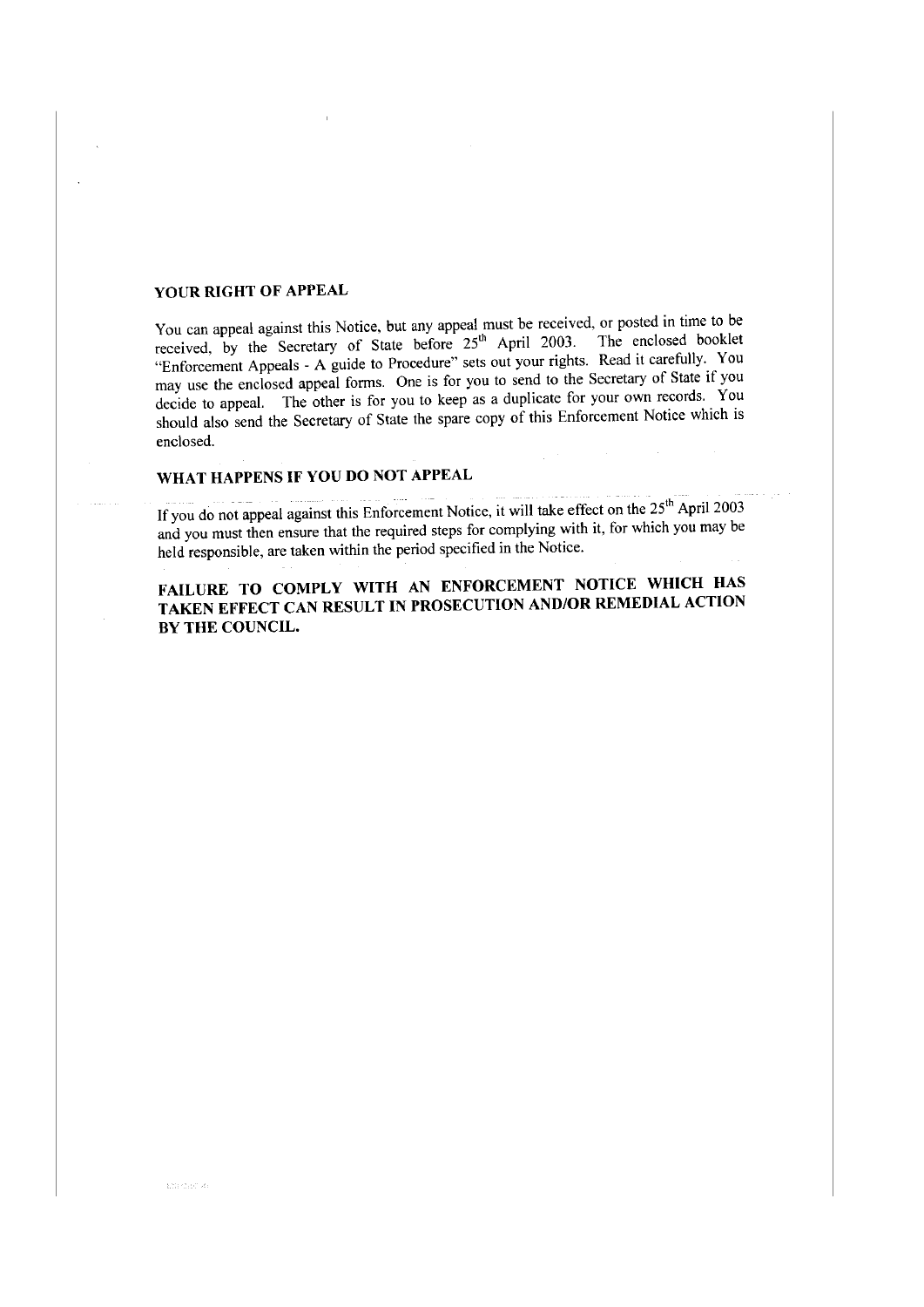## YOUR RIGHT OF APPEAL

You can appeal against this Notice, but any appeal must be received, or posted in time to be received, by the Secretary of State before 25th April 2003. The enclosed booklet "Enforcement Appeals - A guide to Procedure" sets out your rights. Read it carefully. You may use the enclosed appeal forms. One is for you to send to the Secretary of State if you decide to appeal. The other is for you to keep as a duplicate for your own records. You should also send the Secretary of State the spare copy of this Enforcement Notice which is enclosed.

## WHAT HAPPENS IF YOU DO NOT APPEAL

If you do not appeal against this Enforcement Notice, it will take effect on the 25th April 2003 and you must then ensure that the required steps for complying with it, for which you may be held responsible, are taken within the period specified in the Notice.

**FAILURE TO COMPLY WITH AN ENFORCEMENT NOTICE WHICH HAS TAKEN EFFECT CAN RESULT IN PROSECUTION AND/OR REMEDIAL ACTION BY THE COUNCIL.**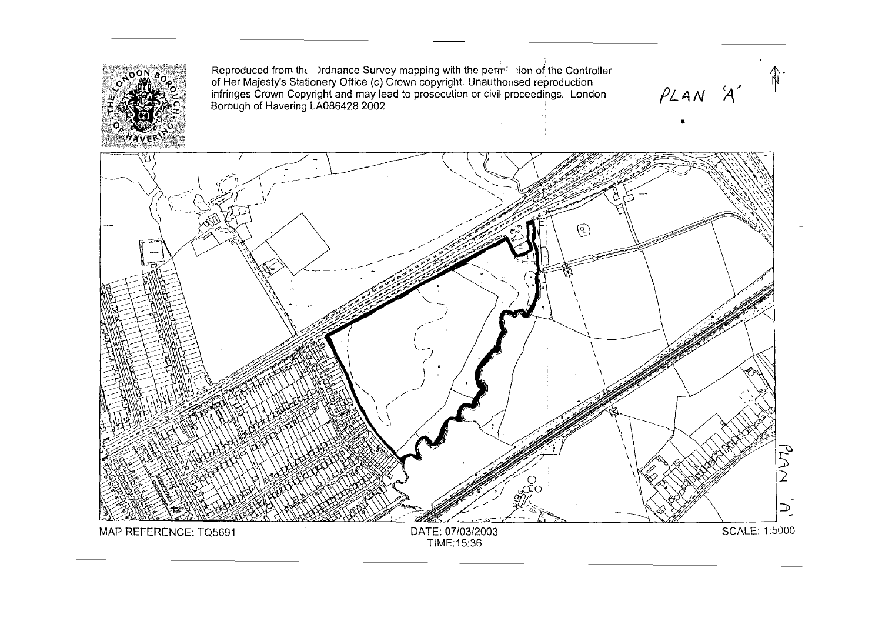Reproduced from the Ordnance Survey mapping with the permission of the Controller of Her Majesty's Stationery Office (c) Crown copyright. Unauthorised reproduction infringes Crown Copyright and may lead to prosecution or civil proceedings. London Borough of Havering LA086428 2002

PLAN 'A'

MAP REFERENCE: TQ5691

DATE: 07/03/2003
TIME:15:36

SCALE: 1:5000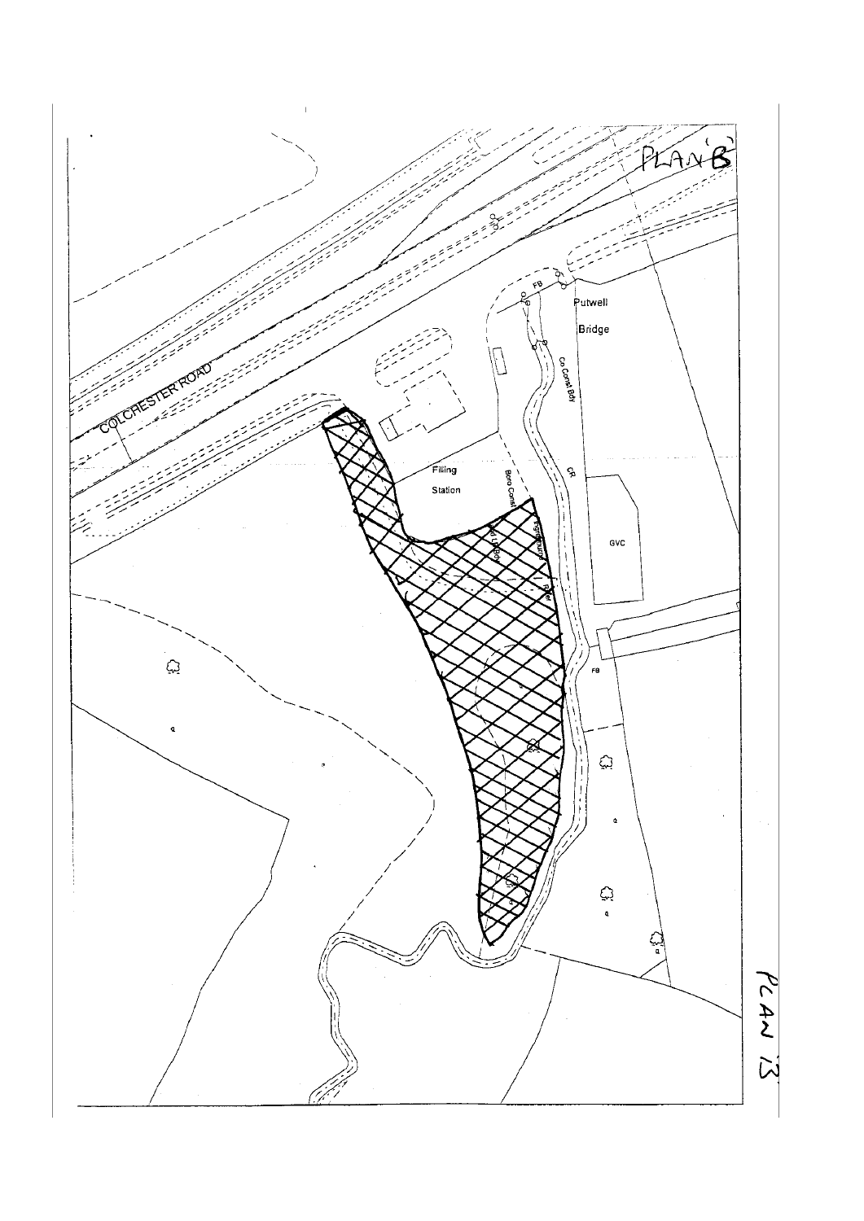PLAN 'B'

COLCHESTER ROAD

Putwell Bridge

FB

Co Const Bdy

CR

Filling Station

Boro Const

GVC

FB

PLAN 13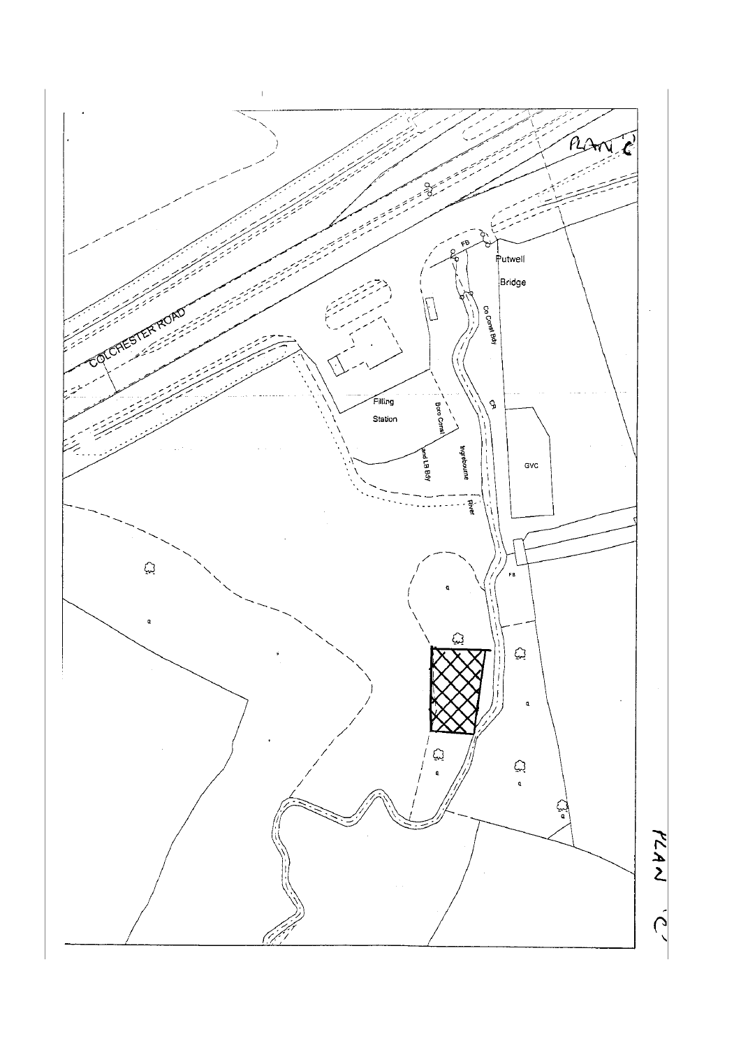PLAN 'C'

COLCHESTER ROAD

FB

Putwell

Bridge

Co Const Bdy

Filling

Station

Boro Const

and LB Bdy

Ingrebourne

River

CR

GVC

FB

PLAN 'C'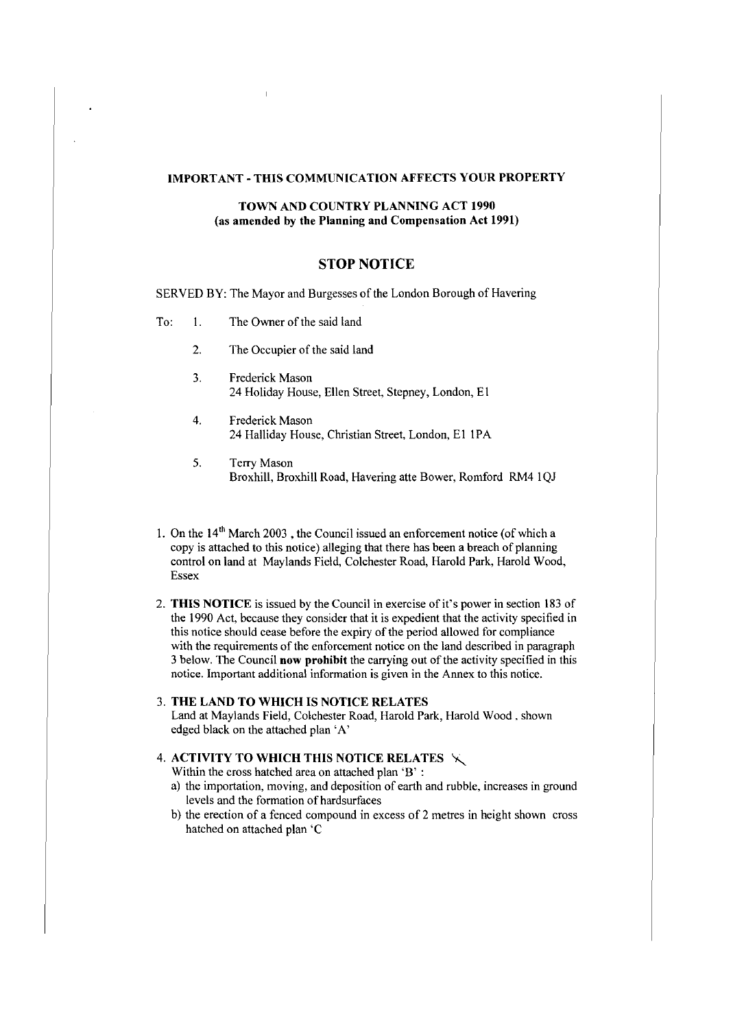**IMPORTANT - THIS COMMUNICATION AFFECTS YOUR PROPERTY**

**TOWN AND COUNTRY PLANNING ACT 1990**
**(as amended by the Planning and Compensation Act 1991)**

## STOP NOTICE

SERVED BY: The Mayor and Burgesses of the London Borough of Havering

To:

1. The Owner of the said land
2. The Occupier of the said land
3. Frederick Mason
   24 Holiday House, Ellen Street, Stepney, London, E1
4. Frederick Mason
   24 Halliday House, Christian Street, London, E1 1PA
5. Terry Mason
   Broxhill, Broxhill Road, Havering atte Bower, Romford RM4 1QJ

1. On the 14th March 2003 , the Council issued an enforcement notice (of which a copy is attached to this notice) alleging that there has been a breach of planning control on land at Maylands Field, Colchester Road, Harold Park, Harold Wood, Essex

2. **THIS NOTICE** is issued by the Council in exercise of it's power in section 183 of the 1990 Act, because they consider that it is expedient that the activity specified in this notice should cease before the expiry of the period allowed for compliance with the requirements of the enforcement notice on the land described in paragraph 3 below. The Council **now prohibit** the carrying out of the activity specified in this notice. Important additional information is given in the Annex to this notice.

3. **THE LAND TO WHICH IS NOTICE RELATES**
   Land at Maylands Field, Colchester Road, Harold Park, Harold Wood , shown edged black on the attached plan 'A'

4. **ACTIVITY TO WHICH THIS NOTICE RELATES**
   Within the cross hatched area on attached plan 'B' :
   a) the importation, moving, and deposition of earth and rubble, increases in ground levels and the formation of hardsurfaces
   b) the erection of a fenced compound in excess of 2 metres in height shown cross hatched on attached plan 'C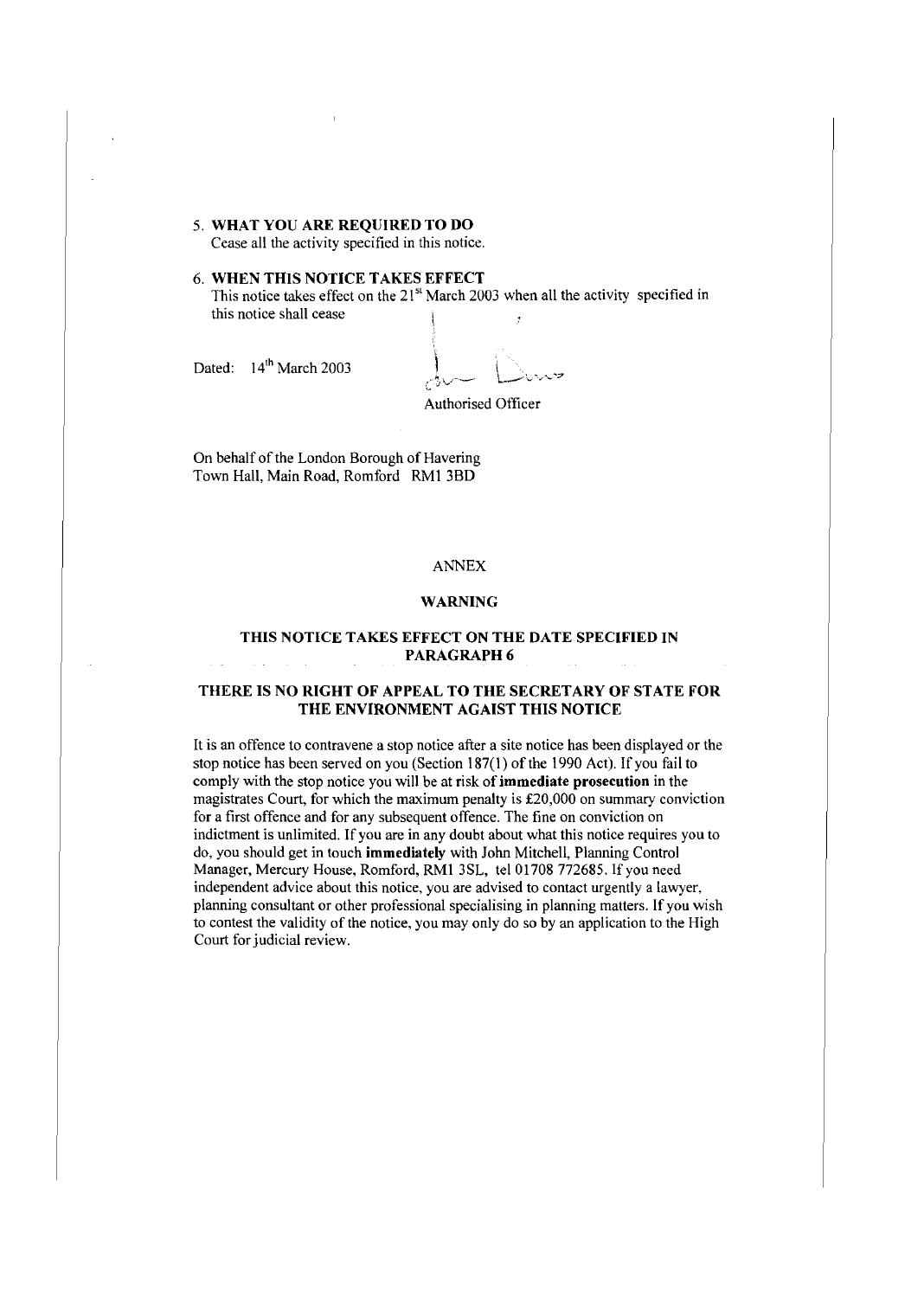5. **WHAT YOU ARE REQUIRED TO DO**
   Cease all the activity specified in this notice.

6. **WHEN THIS NOTICE TAKES EFFECT**
   This notice takes effect on the 21st March 2003 when all the activity specified in this notice shall cease

Dated: 14th March 2003

Authorised Officer

On behalf of the London Borough of Havering
Town Hall, Main Road, Romford RM1 3BD

ANNEX

**WARNING**

**THIS NOTICE TAKES EFFECT ON THE DATE SPECIFIED IN PARAGRAPH 6**

**THERE IS NO RIGHT OF APPEAL TO THE SECRETARY OF STATE FOR THE ENVIRONMENT AGAIST THIS NOTICE**

It is an offence to contravene a stop notice after a site notice has been displayed or the stop notice has been served on you (Section 187(1) of the 1990 Act). If you fail to comply with the stop notice you will be at risk of **immediate prosecution** in the magistrates Court, for which the maximum penalty is £20,000 on summary conviction for a first offence and for any subsequent offence. The fine on conviction on indictment is unlimited. If you are in any doubt about what this notice requires you to do, you should get in touch **immediately** with John Mitchell, Planning Control Manager, Mercury House, Romford, RM1 3SL, tel 01708 772685. If you need independent advice about this notice, you are advised to contact urgently a lawyer, planning consultant or other professional specialising in planning matters. If you wish to contest the validity of the notice, you may only do so by an application to the High Court for judicial review.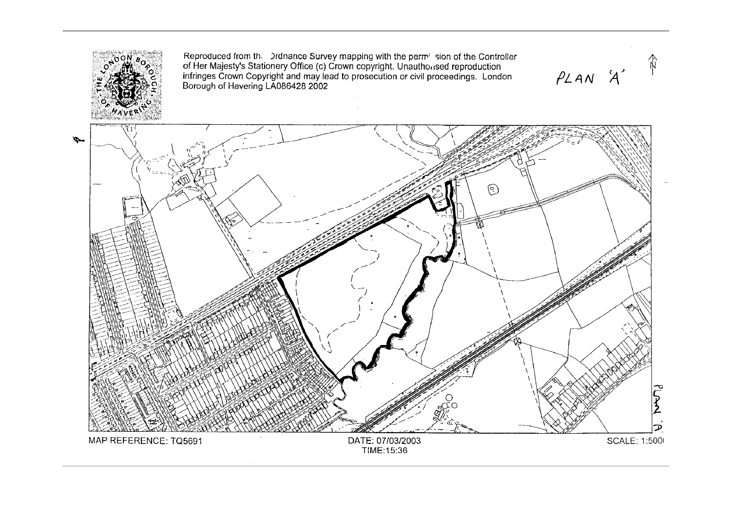Reproduced from the Ordnance Survey mapping with the permission of the Controller of Her Majesty's Stationery Office (c) Crown copyright. Unauthorised reproduction infringes Crown Copyright and may lead to prosecution or civil proceedings. London Borough of Havering LA086428 2002

PLAN 'A'

N

MAP REFERENCE: TQ5691

DATE: 07/03/2003
TIME:15:36

SCALE: 1:5000

PLAN 'A'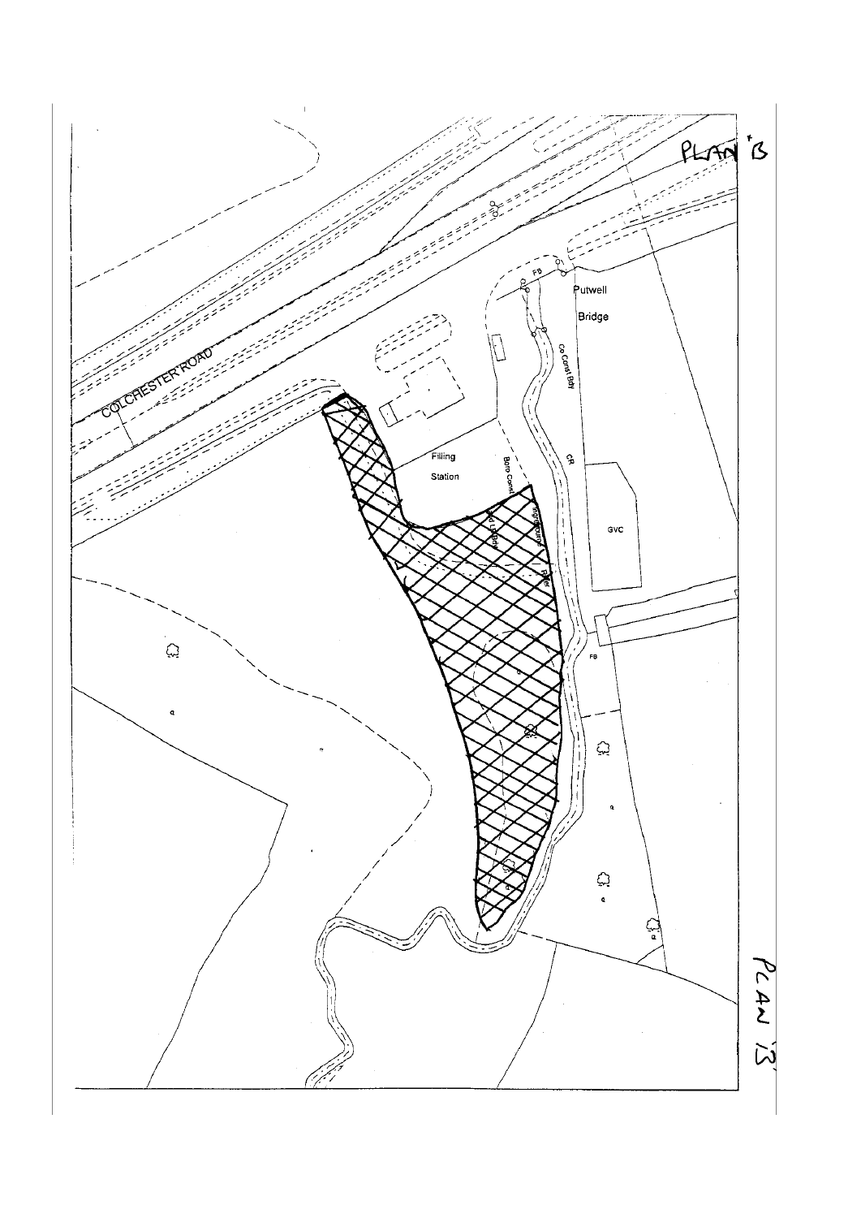PLAN 'B'

COLCHESTER ROAD

Putwell

Bridge

FB

Co Const Bdy

Filling

Station

Boro Const

GVC

CR

FB

PLAN 'B'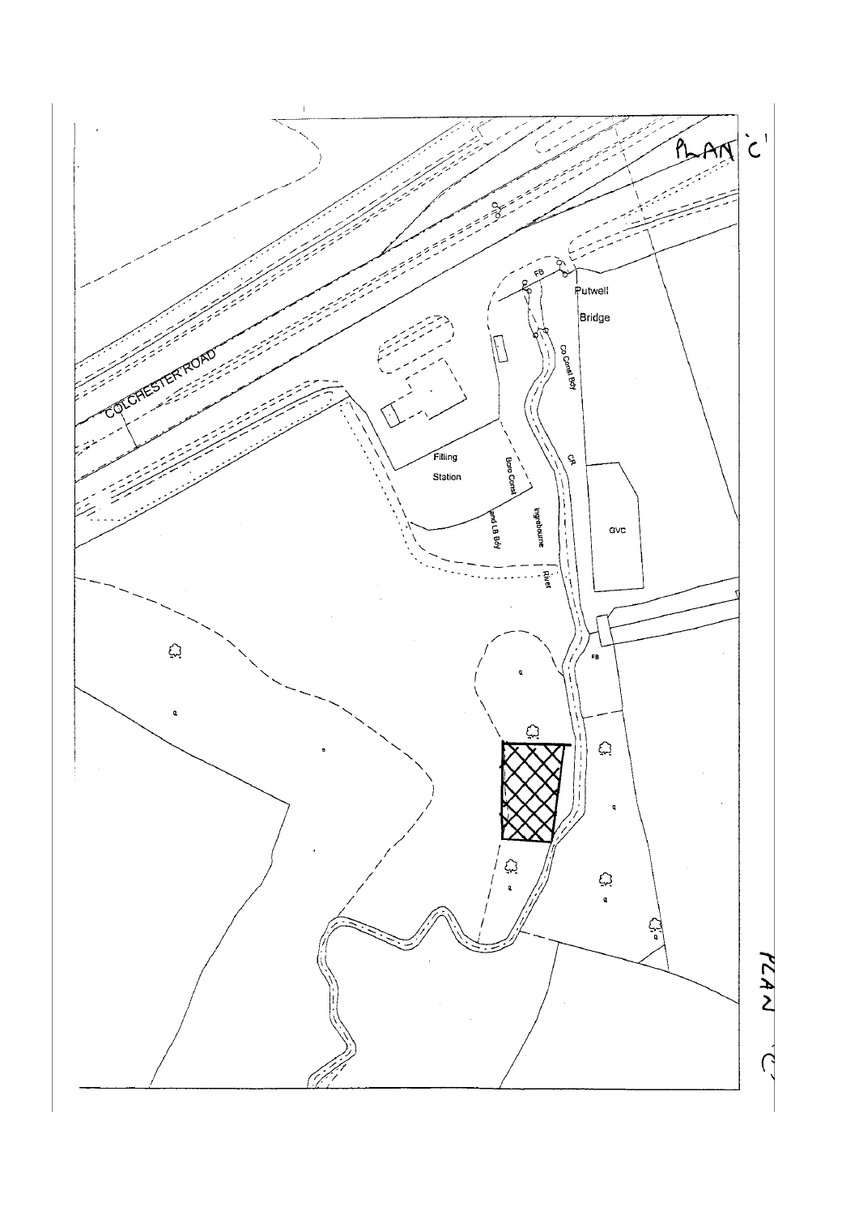PLAN 'C'

COLCHESTER ROAD

Putwell

Bridge

FB

Co Const Bdy

CR

Filling

Station

Boro Const

and LB Bdy

Ingrebourne

River

GVC

FB

PLAN 'C'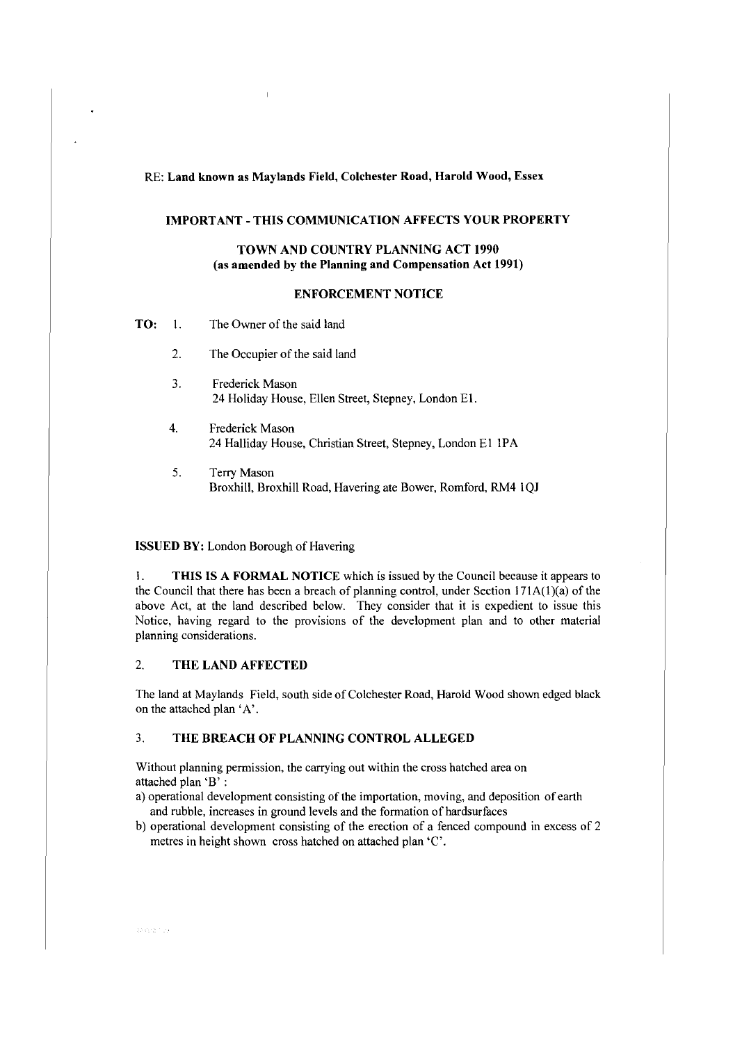RE: **Land known as Maylands Field, Colchester Road, Harold Wood, Essex**

**IMPORTANT - THIS COMMUNICATION AFFECTS YOUR PROPERTY**

**TOWN AND COUNTRY PLANNING ACT 1990**
**(as amended by the Planning and Compensation Act 1991)**

**ENFORCEMENT NOTICE**

**TO:**

1. The Owner of the said land
2. The Occupier of the said land
3. Frederick Mason
   24 Holiday House, Ellen Street, Stepney, London E1.
4. Frederick Mason
   24 Halliday House, Christian Street, Stepney, London E1 1PA
5. Terry Mason
   Broxhill, Broxhill Road, Havering ate Bower, Romford, RM4 1QJ

**ISSUED BY:** London Borough of Havering

1. **THIS IS A FORMAL NOTICE** which is issued by the Council because it appears to the Council that there has been a breach of planning control, under Section 171A(1)(a) of the above Act, at the land described below. They consider that it is expedient to issue this Notice, having regard to the provisions of the development plan and to other material planning considerations.

## 2. THE LAND AFFECTED

The land at Maylands Field, south side of Colchester Road, Harold Wood shown edged black on the attached plan 'A'.

## 3. THE BREACH OF PLANNING CONTROL ALLEGED

Without planning permission, the carrying out within the cross hatched area on attached plan 'B' :

a) operational development consisting of the importation, moving, and deposition of earth and rubble, increases in ground levels and the formation of hardsurfaces

b) operational development consisting of the erection of a fenced compound in excess of 2 metres in height shown cross hatched on attached plan 'C'.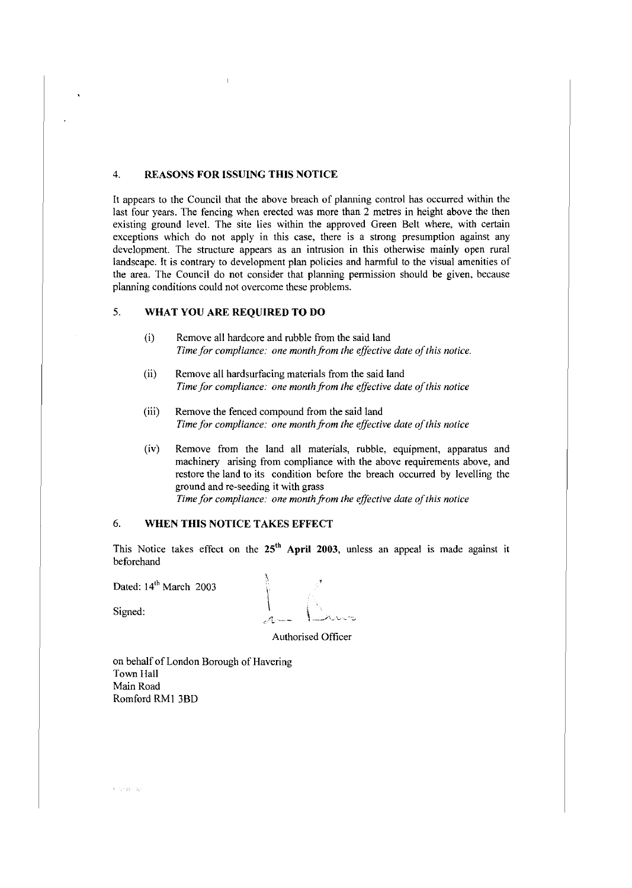## 4. REASONS FOR ISSUING THIS NOTICE

It appears to the Council that the above breach of planning control has occurred within the last four years. The fencing when erected was more than 2 metres in height above the then existing ground level. The site lies within the approved Green Belt where, with certain exceptions which do not apply in this case, there is a strong presumption against any development. The structure appears as an intrusion in this otherwise mainly open rural landscape. It is contrary to development plan policies and harmful to the visual amenities of the area. The Council do not consider that planning permission should be given, because planning conditions could not overcome these problems.

## 5. WHAT YOU ARE REQUIRED TO DO

(i) Remove all hardcore and rubble from the said land
*Time for compliance: one month from the effective date of this notice.*

(ii) Remove all hardsurfacing materials from the said land
*Time for compliance: one month from the effective date of this notice*

(iii) Remove the fenced compound from the said land
*Time for compliance: one month from the effective date of this notice*

(iv) Remove from the land all materials, rubble, equipment, apparatus and machinery arising from compliance with the above requirements above, and restore the land to its condition before the breach occurred by levelling the ground and re-seeding it with grass
*Time for compliance: one month from the effective date of this notice*

## 6. WHEN THIS NOTICE TAKES EFFECT

This Notice takes effect on the **25th April 2003**, unless an appeal is made against it beforehand

Dated: 14th March 2003

Signed:

Authorised Officer

on behalf of London Borough of Havering
Town Hall
Main Road
Romford RM1 3BD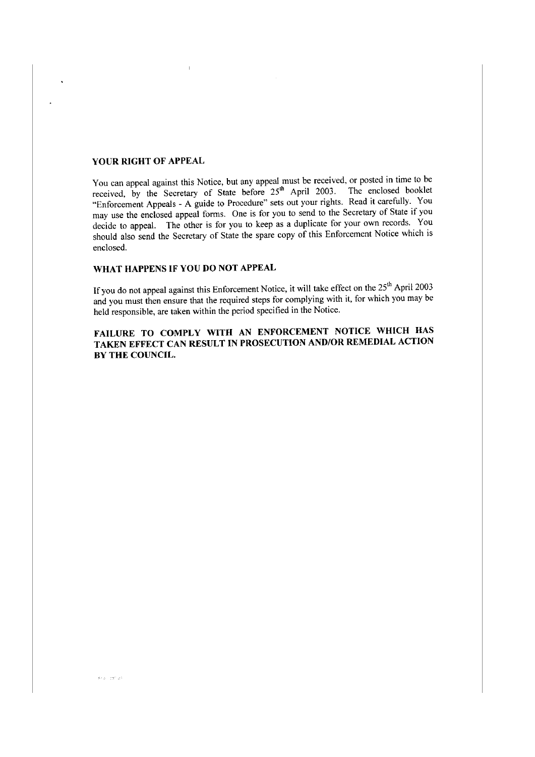## YOUR RIGHT OF APPEAL

You can appeal against this Notice, but any appeal must be received, or posted in time to be received, by the Secretary of State before 25th April 2003. The enclosed booklet "Enforcement Appeals - A guide to Procedure" sets out your rights. Read it carefully. You may use the enclosed appeal forms. One is for you to send to the Secretary of State if you decide to appeal. The other is for you to keep as a duplicate for your own records. You should also send the Secretary of State the spare copy of this Enforcement Notice which is enclosed.

## WHAT HAPPENS IF YOU DO NOT APPEAL

If you do not appeal against this Enforcement Notice, it will take effect on the 25th April 2003 and you must then ensure that the required steps for complying with it, for which you may be held responsible, are taken within the period specified in the Notice.

**FAILURE TO COMPLY WITH AN ENFORCEMENT NOTICE WHICH HAS TAKEN EFFECT CAN RESULT IN PROSECUTION AND/OR REMEDIAL ACTION BY THE COUNCIL.**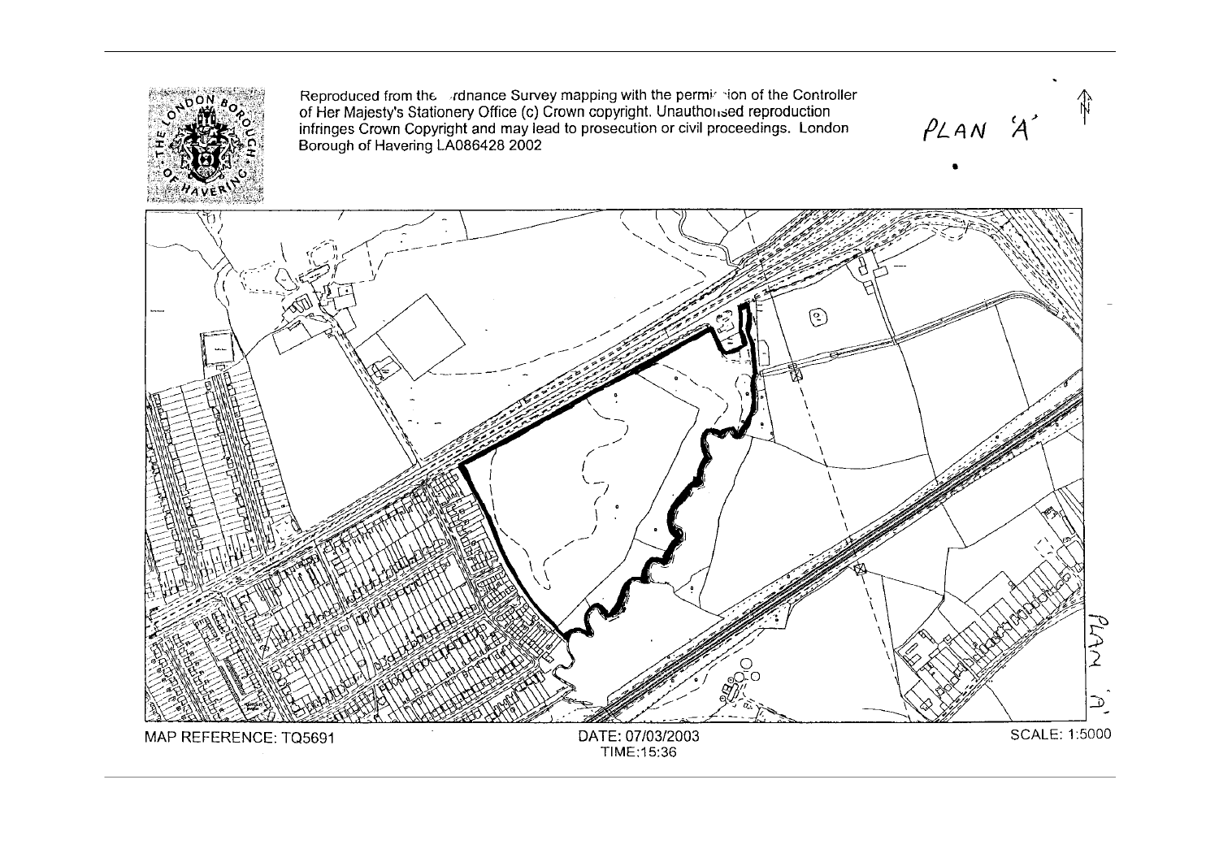Reproduced from the Ordnance Survey mapping with the permission of the Controller of Her Majesty's Stationery Office (c) Crown copyright. Unauthorised reproduction infringes Crown Copyright and may lead to prosecution or civil proceedings. London Borough of Havering LA086428 2002

PLAN 'A'

MAP REFERENCE: TQ5691

DATE: 07/03/2003
TIME:15:36

SCALE: 1:5000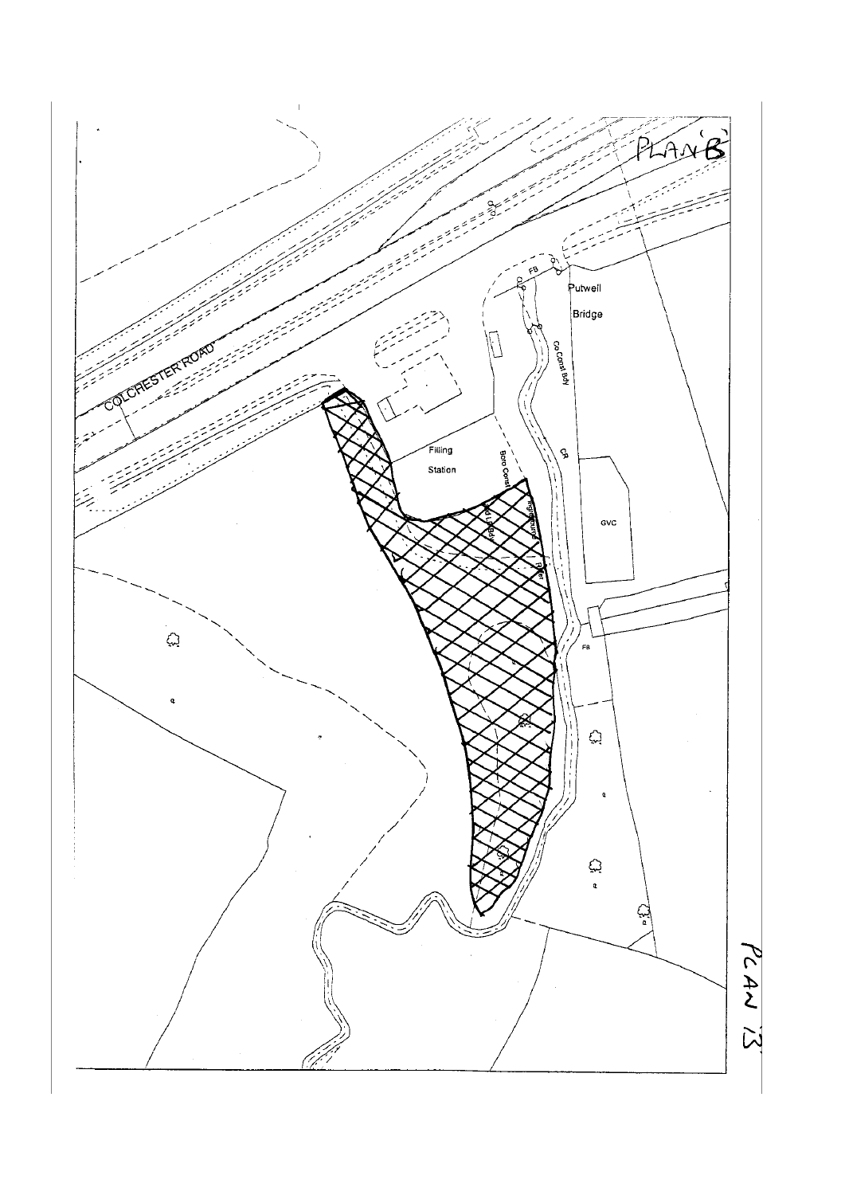PLAN 'B'

COLCHESTER ROAD

Putwell Bridge

FB

Co Const Bdy

CR

Filling Station

Boro Const

GVC

FB

PLAN 13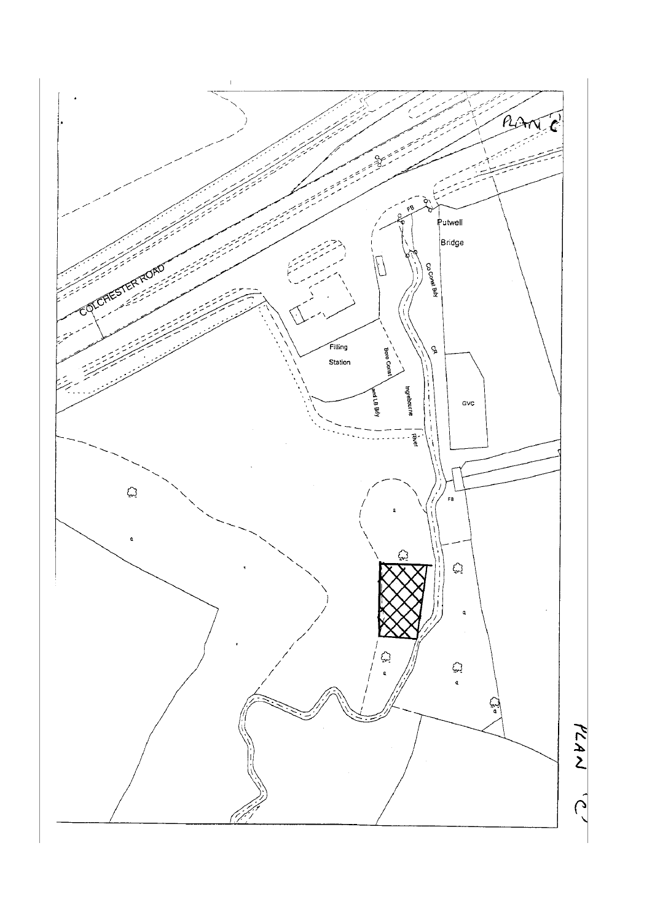PLAN 'C'

COLCHESTER ROAD

FB

Putwell

Bridge

Co Const Bdy

CR

Filling

Station

Boro Const

and LB Bdy

Ingrebourne

River

GVC

FB

PLAN 'C'